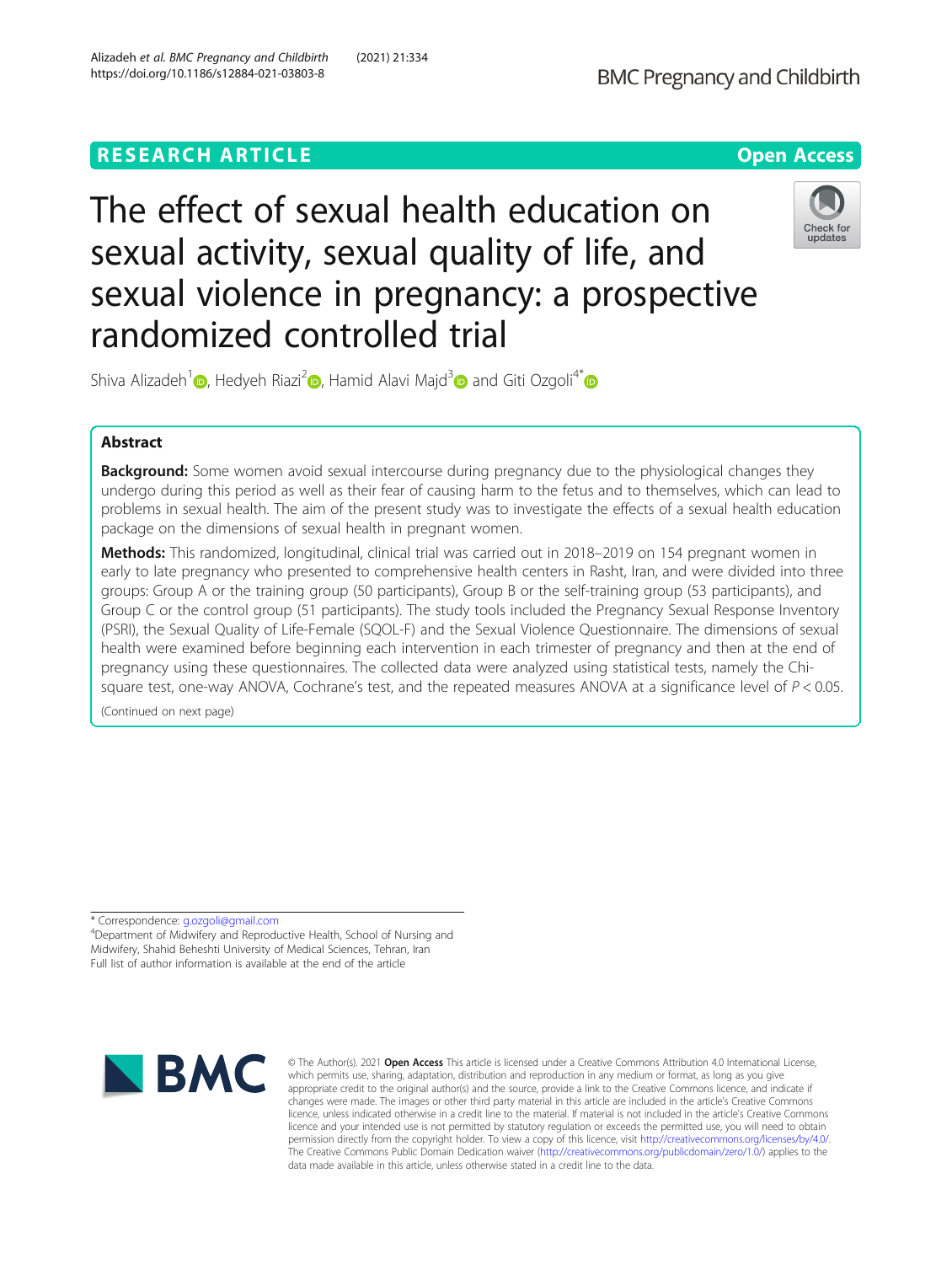RESEARCH ARTICLE

Open Access

# The effect of sexual health education on sexual activity, sexual quality of life, and sexual violence in pregnancy: a prospective randomized controlled trial

Shiva Alizadeh[1], Hedyeh Riazi[2], Hamid Alavi Majd[3] and Giti Ozgoli[4*]

## Abstract

**Background:** Some women avoid sexual intercourse during pregnancy due to the physiological changes they undergo during this period as well as their fear of causing harm to the fetus and to themselves, which can lead to problems in sexual health. The aim of the present study was to investigate the effects of a sexual health education package on the dimensions of sexual health in pregnant women.

**Methods:** This randomized, longitudinal, clinical trial was carried out in 2018–2019 on 154 pregnant women in early to late pregnancy who presented to comprehensive health centers in Rasht, Iran, and were divided into three groups: Group A or the training group (50 participants), Group B or the self-training group (53 participants), and Group C or the control group (51 participants). The study tools included the Pregnancy Sexual Response Inventory (PSRI), the Sexual Quality of Life-Female (SQOL-F) and the Sexual Violence Questionnaire. The dimensions of sexual health were examined before beginning each intervention in each trimester of pregnancy and then at the end of pregnancy using these questionnaires. The collected data were analyzed using statistical tests, namely the Chi-square test, one-way ANOVA, Cochrane's test, and the repeated measures ANOVA at a significance level of $P < 0.05$.

(Continued on next page)

\* Correspondence: g.ozgoli@gmail.com

[4]Department of Midwifery and Reproductive Health, School of Nursing and Midwifery, Shahid Beheshti University of Medical Sciences, Tehran, Iran

Full list of author information is available at the end of the article

© The Author(s). 2021 **Open Access** This article is licensed under a Creative Commons Attribution 4.0 International License, which permits use, sharing, adaptation, distribution and reproduction in any medium or format, as long as you give appropriate credit to the original author(s) and the source, provide a link to the Creative Commons licence, and indicate if changes were made. The images or other third party material in this article are included in the article's Creative Commons licence, unless indicated otherwise in a credit line to the material. If material is not included in the article's Creative Commons licence and your intended use is not permitted by statutory regulation or exceeds the permitted use, you will need to obtain permission directly from the copyright holder. To view a copy of this licence, visit http://creativecommons.org/licenses/by/4.0/. The Creative Commons Public Domain Dedication waiver (http://creativecommons.org/publicdomain/zero/1.0/) applies to the data made available in this article, unless otherwise stated in a credit line to the data.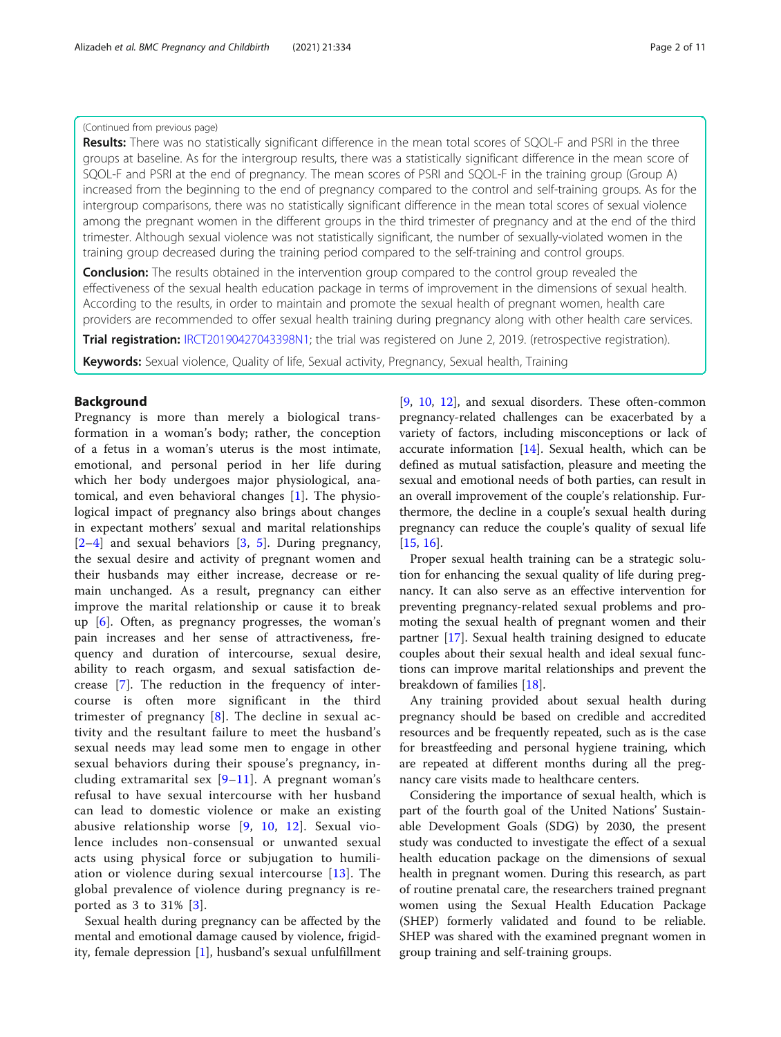(Continued from previous page)

**Results:** There was no statistically significant difference in the mean total scores of SQOL-F and PSRI in the three groups at baseline. As for the intergroup results, there was a statistically significant difference in the mean score of SQOL-F and PSRI at the end of pregnancy. The mean scores of PSRI and SQOL-F in the training group (Group A) increased from the beginning to the end of pregnancy compared to the control and self-training groups. As for the intergroup comparisons, there was no statistically significant difference in the mean total scores of sexual violence among the pregnant women in the different groups in the third trimester of pregnancy and at the end of the third trimester. Although sexual violence was not statistically significant, the number of sexually-violated women in the training group decreased during the training period compared to the self-training and control groups.

**Conclusion:** The results obtained in the intervention group compared to the control group revealed the effectiveness of the sexual health education package in terms of improvement in the dimensions of sexual health. According to the results, in order to maintain and promote the sexual health of pregnant women, health care providers are recommended to offer sexual health training during pregnancy along with other health care services.

**Trial registration:** IRCT20190427043398N1; the trial was registered on June 2, 2019. (retrospective registration).

**Keywords:** Sexual violence, Quality of life, Sexual activity, Pregnancy, Sexual health, Training

## Background

Pregnancy is more than merely a biological transformation in a woman's body; rather, the conception of a fetus in a woman's uterus is the most intimate, emotional, and personal period in her life during which her body undergoes major physiological, anatomical, and even behavioral changes [1]. The physiological impact of pregnancy also brings about changes in expectant mothers' sexual and marital relationships [2–4] and sexual behaviors [3, 5]. During pregnancy, the sexual desire and activity of pregnant women and their husbands may either increase, decrease or remain unchanged. As a result, pregnancy can either improve the marital relationship or cause it to break up [6]. Often, as pregnancy progresses, the woman's pain increases and her sense of attractiveness, frequency and duration of intercourse, sexual desire, ability to reach orgasm, and sexual satisfaction decrease [7]. The reduction in the frequency of intercourse is often more significant in the third trimester of pregnancy [8]. The decline in sexual activity and the resultant failure to meet the husband's sexual needs may lead some men to engage in other sexual behaviors during their spouse's pregnancy, including extramarital sex [9–11]. A pregnant woman's refusal to have sexual intercourse with her husband can lead to domestic violence or make an existing abusive relationship worse [9, 10, 12]. Sexual violence includes non-consensual or unwanted sexual acts using physical force or subjugation to humiliation or violence during sexual intercourse [13]. The global prevalence of violence during pregnancy is reported as 3 to 31% [3].

Sexual health during pregnancy can be affected by the mental and emotional damage caused by violence, frigidity, female depression [1], husband's sexual unfulfillment [9, 10, 12], and sexual disorders. These often-common pregnancy-related challenges can be exacerbated by a variety of factors, including misconceptions or lack of accurate information [14]. Sexual health, which can be defined as mutual satisfaction, pleasure and meeting the sexual and emotional needs of both parties, can result in an overall improvement of the couple's relationship. Furthermore, the decline in a couple's sexual health during pregnancy can reduce the couple's quality of sexual life [15, 16].

Proper sexual health training can be a strategic solution for enhancing the sexual quality of life during pregnancy. It can also serve as an effective intervention for preventing pregnancy-related sexual problems and promoting the sexual health of pregnant women and their partner [17]. Sexual health training designed to educate couples about their sexual health and ideal sexual functions can improve marital relationships and prevent the breakdown of families [18].

Any training provided about sexual health during pregnancy should be based on credible and accredited resources and be frequently repeated, such as is the case for breastfeeding and personal hygiene training, which are repeated at different months during all the pregnancy care visits made to healthcare centers.

Considering the importance of sexual health, which is part of the fourth goal of the United Nations' Sustainable Development Goals (SDG) by 2030, the present study was conducted to investigate the effect of a sexual health education package on the dimensions of sexual health in pregnant women. During this research, as part of routine prenatal care, the researchers trained pregnant women using the Sexual Health Education Package (SHEP) formerly validated and found to be reliable. SHEP was shared with the examined pregnant women in group training and self-training groups.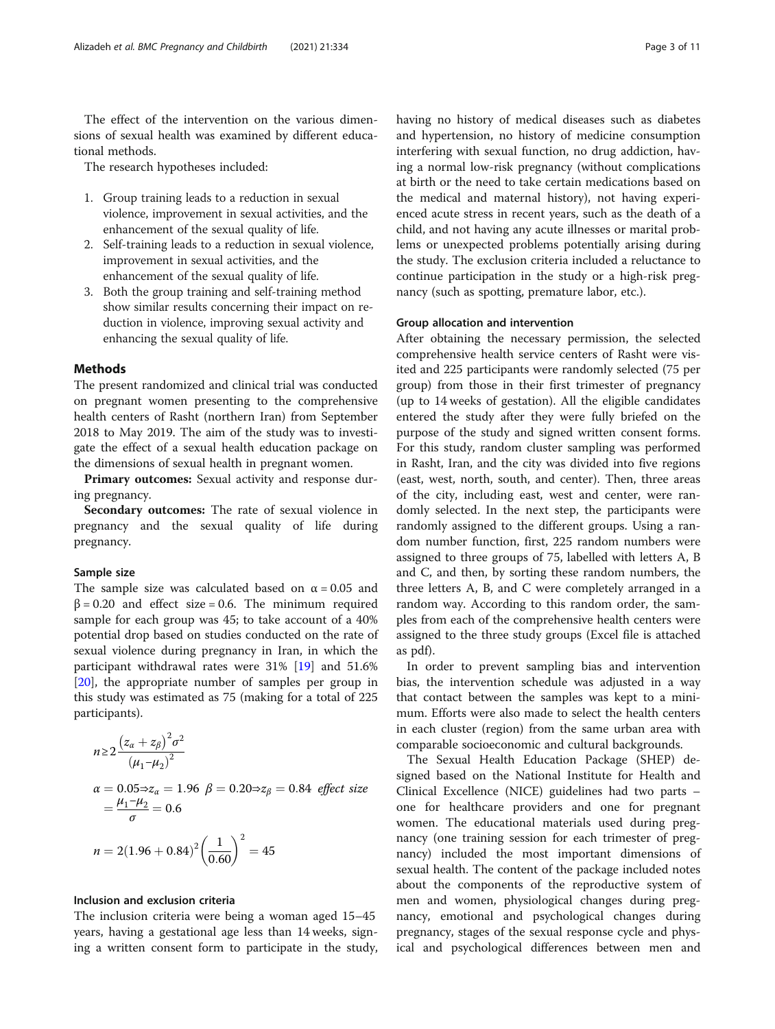The effect of the intervention on the various dimensions of sexual health was examined by different educational methods.

The research hypotheses included:

1. Group training leads to a reduction in sexual violence, improvement in sexual activities, and the enhancement of the sexual quality of life.
2. Self-training leads to a reduction in sexual violence, improvement in sexual activities, and the enhancement of the sexual quality of life.
3. Both the group training and self-training method show similar results concerning their impact on reduction in violence, improving sexual activity and enhancing the sexual quality of life.

## Methods

The present randomized and clinical trial was conducted on pregnant women presenting to the comprehensive health centers of Rasht (northern Iran) from September 2018 to May 2019. The aim of the study was to investigate the effect of a sexual health education package on the dimensions of sexual health in pregnant women.

**Primary outcomes:** Sexual activity and response during pregnancy.

**Secondary outcomes:** The rate of sexual violence in pregnancy and the sexual quality of life during pregnancy.

### Sample size

The sample size was calculated based on $\alpha = 0.05$ and $\beta = 0.20$ and effect size = 0.6. The minimum required sample for each group was 45; to take account of a 40% potential drop based on studies conducted on the rate of sexual violence during pregnancy in Iran, in which the participant withdrawal rates were 31% [19] and 51.6% [20], the appropriate number of samples per group in this study was estimated as 75 (making for a total of 225 participants).

$$n \geq 2\frac{\left(z_{\alpha}+z_{\beta}\right)^{2}\sigma^{2}}{\left(\mu_{1}-\mu_{2}\right)^{2}}$$

$$\alpha = 0.05 \Rightarrow z_{\alpha} = 1.96 \;\; \beta = 0.20 \Rightarrow z_{\beta} = 0.84 \;\; \textit{effect size} = \frac{\mu_{1}-\mu_{2}}{\sigma} = 0.6$$

$$n = 2(1.96+0.84)^{2}\left(\frac{1}{0.60}\right)^{2} = 45$$

### Inclusion and exclusion criteria

The inclusion criteria were being a woman aged 15–45 years, having a gestational age less than 14 weeks, signing a written consent form to participate in the study, having no history of medical diseases such as diabetes and hypertension, no history of medicine consumption interfering with sexual function, no drug addiction, having a normal low-risk pregnancy (without complications at birth or the need to take certain medications based on the medical and maternal history), not having experienced acute stress in recent years, such as the death of a child, and not having any acute illnesses or marital problems or unexpected problems potentially arising during the study. The exclusion criteria included a reluctance to continue participation in the study or a high-risk pregnancy (such as spotting, premature labor, etc.).

### Group allocation and intervention

After obtaining the necessary permission, the selected comprehensive health service centers of Rasht were visited and 225 participants were randomly selected (75 per group) from those in their first trimester of pregnancy (up to 14 weeks of gestation). All the eligible candidates entered the study after they were fully briefed on the purpose of the study and signed written consent forms. For this study, random cluster sampling was performed in Rasht, Iran, and the city was divided into five regions (east, west, north, south, and center). Then, three areas of the city, including east, west and center, were randomly selected. In the next step, the participants were randomly assigned to the different groups. Using a random number function, first, 225 random numbers were assigned to three groups of 75, labelled with letters A, B and C, and then, by sorting these random numbers, the three letters A, B, and C were completely arranged in a random way. According to this random order, the samples from each of the comprehensive health centers were assigned to the three study groups (Excel file is attached as pdf).

In order to prevent sampling bias and intervention bias, the intervention schedule was adjusted in a way that contact between the samples was kept to a minimum. Efforts were also made to select the health centers in each cluster (region) from the same urban area with comparable socioeconomic and cultural backgrounds.

The Sexual Health Education Package (SHEP) designed based on the National Institute for Health and Clinical Excellence (NICE) guidelines had two parts – one for healthcare providers and one for pregnant women. The educational materials used during pregnancy (one training session for each trimester of pregnancy) included the most important dimensions of sexual health. The content of the package included notes about the components of the reproductive system of men and women, physiological changes during pregnancy, emotional and psychological changes during pregnancy, stages of the sexual response cycle and physical and psychological differences between men and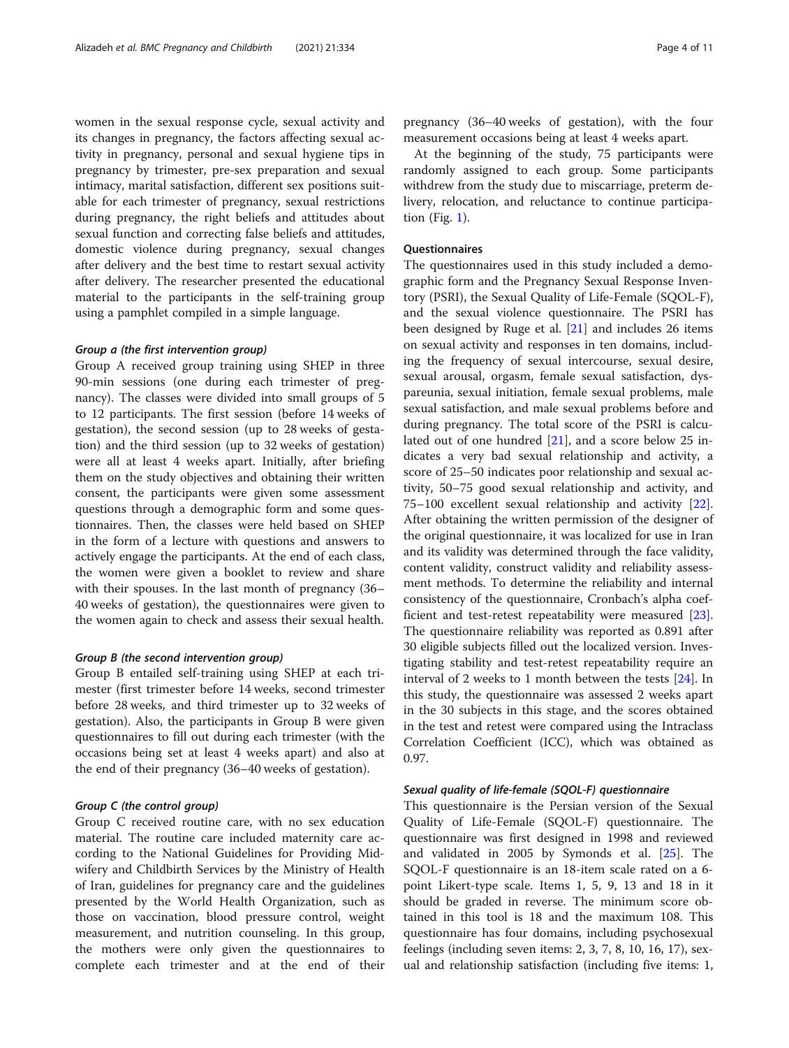women in the sexual response cycle, sexual activity and its changes in pregnancy, the factors affecting sexual activity in pregnancy, personal and sexual hygiene tips in pregnancy by trimester, pre-sex preparation and sexual intimacy, marital satisfaction, different sex positions suitable for each trimester of pregnancy, sexual restrictions during pregnancy, the right beliefs and attitudes about sexual function and correcting false beliefs and attitudes, domestic violence during pregnancy, sexual changes after delivery and the best time to restart sexual activity after delivery. The researcher presented the educational material to the participants in the self-training group using a pamphlet compiled in a simple language.

#### *Group a (the first intervention group)*

Group A received group training using SHEP in three 90-min sessions (one during each trimester of pregnancy). The classes were divided into small groups of 5 to 12 participants. The first session (before 14 weeks of gestation), the second session (up to 28 weeks of gestation) and the third session (up to 32 weeks of gestation) were all at least 4 weeks apart. Initially, after briefing them on the study objectives and obtaining their written consent, the participants were given some assessment questions through a demographic form and some questionnaires. Then, the classes were held based on SHEP in the form of a lecture with questions and answers to actively engage the participants. At the end of each class, the women were given a booklet to review and share with their spouses. In the last month of pregnancy (36–40 weeks of gestation), the questionnaires were given to the women again to check and assess their sexual health.

#### *Group B (the second intervention group)*

Group B entailed self-training using SHEP at each trimester (first trimester before 14 weeks, second trimester before 28 weeks, and third trimester up to 32 weeks of gestation). Also, the participants in Group B were given questionnaires to fill out during each trimester (with the occasions being set at least 4 weeks apart) and also at the end of their pregnancy (36–40 weeks of gestation).

#### *Group C (the control group)*

Group C received routine care, with no sex education material. The routine care included maternity care according to the National Guidelines for Providing Midwifery and Childbirth Services by the Ministry of Health of Iran, guidelines for pregnancy care and the guidelines presented by the World Health Organization, such as those on vaccination, blood pressure control, weight measurement, and nutrition counseling. In this group, the mothers were only given the questionnaires to complete each trimester and at the end of their pregnancy (36–40 weeks of gestation), with the four measurement occasions being at least 4 weeks apart.

At the beginning of the study, 75 participants were randomly assigned to each group. Some participants withdrew from the study due to miscarriage, preterm delivery, relocation, and reluctance to continue participation (Fig. 1).

### Questionnaires

The questionnaires used in this study included a demographic form and the Pregnancy Sexual Response Inventory (PSRI), the Sexual Quality of Life-Female (SQOL-F), and the sexual violence questionnaire. The PSRI has been designed by Ruge et al. [21] and includes 26 items on sexual activity and responses in ten domains, including the frequency of sexual intercourse, sexual desire, sexual arousal, orgasm, female sexual satisfaction, dyspareunia, sexual initiation, female sexual problems, male sexual satisfaction, and male sexual problems before and during pregnancy. The total score of the PSRI is calculated out of one hundred [21], and a score below 25 indicates a very bad sexual relationship and activity, a score of 25–50 indicates poor relationship and sexual activity, 50–75 good sexual relationship and activity, and 75–100 excellent sexual relationship and activity [22]. After obtaining the written permission of the designer of the original questionnaire, it was localized for use in Iran and its validity was determined through the face validity, content validity, construct validity and reliability assessment methods. To determine the reliability and internal consistency of the questionnaire, Cronbach's alpha coefficient and test-retest repeatability were measured [23]. The questionnaire reliability was reported as 0.891 after 30 eligible subjects filled out the localized version. Investigating stability and test-retest repeatability require an interval of 2 weeks to 1 month between the tests [24]. In this study, the questionnaire was assessed 2 weeks apart in the 30 subjects in this stage, and the scores obtained in the test and retest were compared using the Intraclass Correlation Coefficient (ICC), which was obtained as 0.97.

#### *Sexual quality of life-female (SQOL-F) questionnaire*

This questionnaire is the Persian version of the Sexual Quality of Life-Female (SQOL-F) questionnaire. The questionnaire was first designed in 1998 and reviewed and validated in 2005 by Symonds et al. [25]. The SQOL-F questionnaire is an 18-item scale rated on a 6-point Likert-type scale. Items 1, 5, 9, 13 and 18 in it should be graded in reverse. The minimum score obtained in this tool is 18 and the maximum 108. This questionnaire has four domains, including psychosexual feelings (including seven items: 2, 3, 7, 8, 10, 16, 17), sexual and relationship satisfaction (including five items: 1,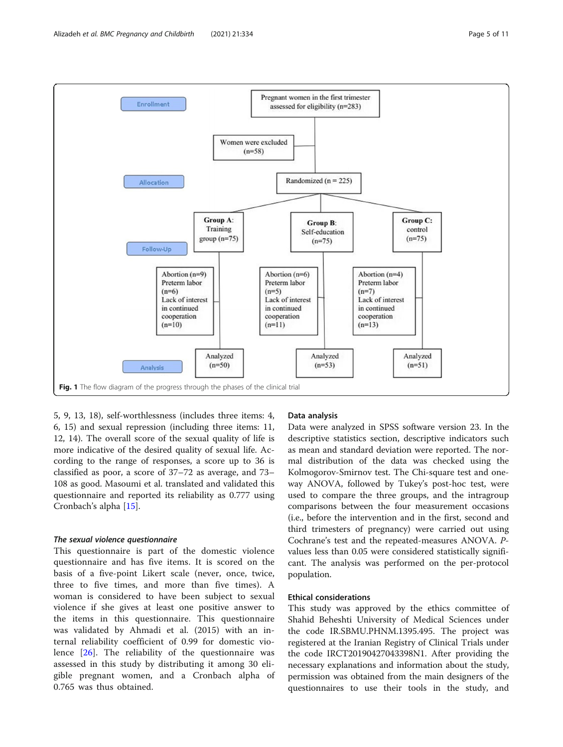Enrollment

Pregnant women in the first trimester assessed for eligibility (n=283)

Women were excluded (n=58)

Allocation

Randomized (n = 225)

Group A: Training group (n=75)

Group B: Self-education (n=75)

Group C: control (n=75)

Follow-Up

Abortion (n=9)
Preterm labor (n=6)
Lack of interest in continued cooperation (n=10)

Abortion (n=6)
Preterm labor (n=5)
Lack of interest in continued cooperation (n=11)

Abortion (n=4)
Preterm labor (n=7)
Lack of interest in continued cooperation (n=13)

Analysis

Analyzed (n=50)

Analyzed (n=53)

Analyzed (n=51)

**Fig. 1** The flow diagram of the progress through the phases of the clinical trial

5, 9, 13, 18), self-worthlessness (includes three items: 4, 6, 15) and sexual repression (including three items: 11, 12, 14). The overall score of the sexual quality of life is more indicative of the desired quality of sexual life. According to the range of responses, a score up to 36 is classified as poor, a score of 37–72 as average, and 73–108 as good. Masoumi et al. translated and validated this questionnaire and reported its reliability as 0.777 using Cronbach's alpha [15].

#### *The sexual violence questionnaire*

This questionnaire is part of the domestic violence questionnaire and has five items. It is scored on the basis of a five-point Likert scale (never, once, twice, three to five times, and more than five times). A woman is considered to have been subject to sexual violence if she gives at least one positive answer to the items in this questionnaire. This questionnaire was validated by Ahmadi et al. (2015) with an internal reliability coefficient of 0.99 for domestic violence [26]. The reliability of the questionnaire was assessed in this study by distributing it among 30 eligible pregnant women, and a Cronbach alpha of 0.765 was thus obtained.

### Data analysis

Data were analyzed in SPSS software version 23. In the descriptive statistics section, descriptive indicators such as mean and standard deviation were reported. The normal distribution of the data was checked using the Kolmogorov-Smirnov test. The Chi-square test and one-way ANOVA, followed by Tukey's post-hoc test, were used to compare the three groups, and the intragroup comparisons between the four measurement occasions (i.e., before the intervention and in the first, second and third trimesters of pregnancy) were carried out using Cochrane's test and the repeated-measures ANOVA. *P*-values less than 0.05 were considered statistically significant. The analysis was performed on the per-protocol population.

### Ethical considerations

This study was approved by the ethics committee of Shahid Beheshti University of Medical Sciences under the code IR.SBMU.PHNM.1395.495. The project was registered at the Iranian Registry of Clinical Trials under the code IRCT20190427043398N1. After providing the necessary explanations and information about the study, permission was obtained from the main designers of the questionnaires to use their tools in the study, and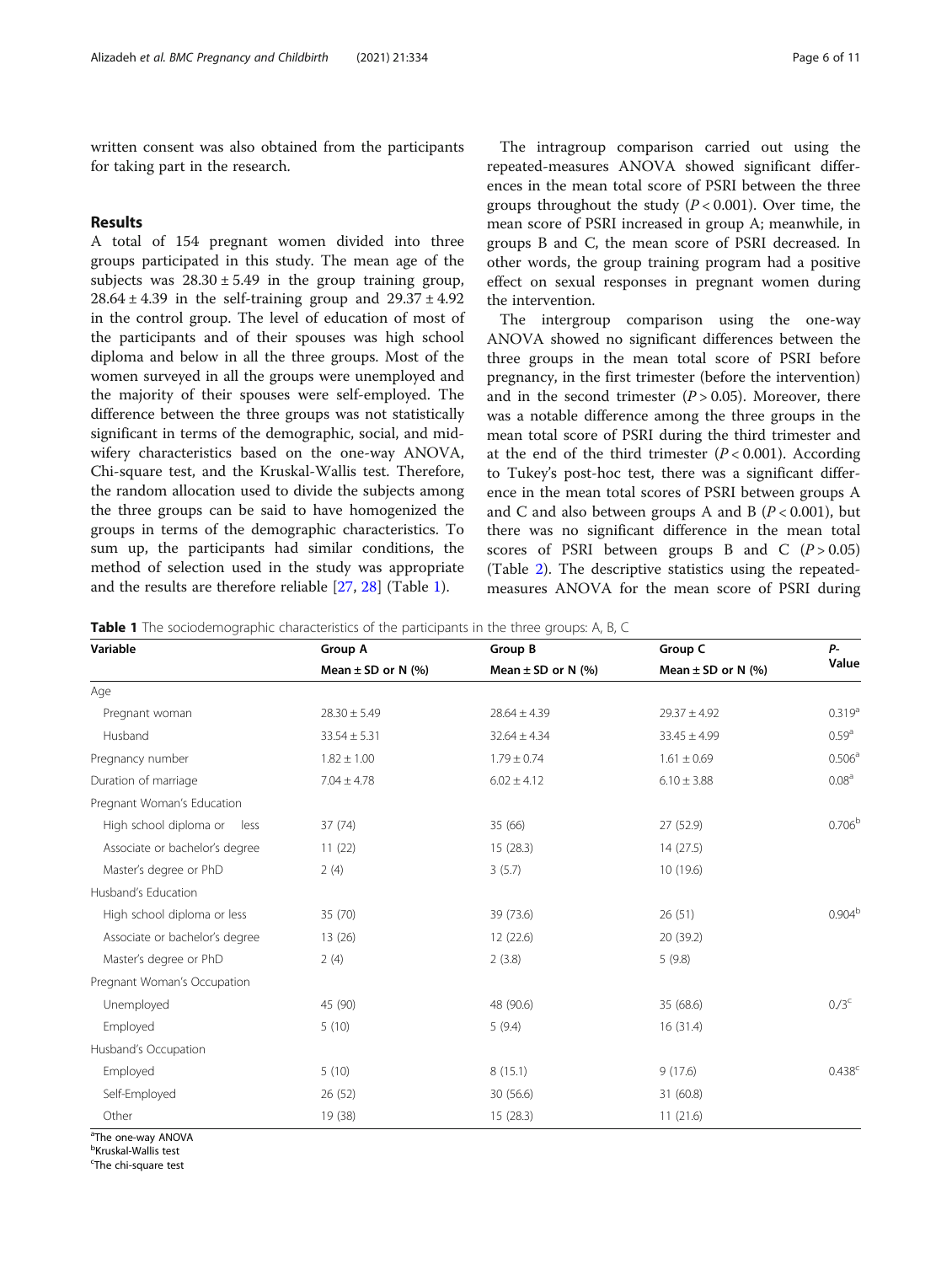written consent was also obtained from the participants for taking part in the research.

## Results

A total of 154 pregnant women divided into three groups participated in this study. The mean age of the subjects was 28.30 ± 5.49 in the group training group, 28.64 ± 4.39 in the self-training group and 29.37 ± 4.92 in the control group. The level of education of most of the participants and of their spouses was high school diploma and below in all the three groups. Most of the women surveyed in all the groups were unemployed and the majority of their spouses were self-employed. The difference between the three groups was not statistically significant in terms of the demographic, social, and midwifery characteristics based on the one-way ANOVA, Chi-square test, and the Kruskal-Wallis test. Therefore, the random allocation used to divide the subjects among the three groups can be said to have homogenized the groups in terms of the demographic characteristics. To sum up, the participants had similar conditions, the method of selection used in the study was appropriate and the results are therefore reliable [27, 28] (Table 1).

The intragroup comparison carried out using the repeated-measures ANOVA showed significant differences in the mean total score of PSRI between the three groups throughout the study ($P < 0.001$). Over time, the mean score of PSRI increased in group A; meanwhile, in groups B and C, the mean score of PSRI decreased. In other words, the group training program had a positive effect on sexual responses in pregnant women during the intervention.

The intergroup comparison using the one-way ANOVA showed no significant differences between the three groups in the mean total score of PSRI before pregnancy, in the first trimester (before the intervention) and in the second trimester ($P > 0.05$). Moreover, there was a notable difference among the three groups in the mean total score of PSRI during the third trimester and at the end of the third trimester ($P < 0.001$). According to Tukey's post-hoc test, there was a significant difference in the mean total scores of PSRI between groups A and C and also between groups A and B ($P < 0.001$), but there was no significant difference in the mean total scores of PSRI between groups B and C ($P > 0.05$) (Table 2). The descriptive statistics using the repeated-measures ANOVA for the mean score of PSRI during

**Table 1** The sociodemographic characteristics of the participants in the three groups: A, B, C

| Variable | Group A | Group B | Group C | P-Value |
|---|---|---|---|---|
| | Mean ± SD or N (%) | Mean ± SD or N (%) | Mean ± SD or N (%) | |
| Age | | | | |
| Pregnant woman | 28.30 ± 5.49 | 28.64 ± 4.39 | 29.37 ± 4.92 | 0.319[a] |
| Husband | 33.54 ± 5.31 | 32.64 ± 4.34 | 33.45 ± 4.99 | 0.59[a] |
| Pregnancy number | 1.82 ± 1.00 | 1.79 ± 0.74 | 1.61 ± 0.69 | 0.506[a] |
| Duration of marriage | 7.04 ± 4.78 | 6.02 ± 4.12 | 6.10 ± 3.88 | 0.08[a] |
| Pregnant Woman's Education | | | | |
| High school diploma or less | 37 (74) | 35 (66) | 27 (52.9) | 0.706[b] |
| Associate or bachelor's degree | 11 (22) | 15 (28.3) | 14 (27.5) | |
| Master's degree or PhD | 2 (4) | 3 (5.7) | 10 (19.6) | |
| Husband's Education | | | | |
| High school diploma or less | 35 (70) | 39 (73.6) | 26 (51) | 0.904[b] |
| Associate or bachelor's degree | 13 (26) | 12 (22.6) | 20 (39.2) | |
| Master's degree or PhD | 2 (4) | 2 (3.8) | 5 (9.8) | |
| Pregnant Woman's Occupation | | | | |
| Unemployed | 45 (90) | 48 (90.6) | 35 (68.6) | 0/3[c] |
| Employed | 5 (10) | 5 (9.4) | 16 (31.4) | |
| Husband's Occupation | | | | |
| Employed | 5 (10) | 8 (15.1) | 9 (17.6) | 0.438[c] |
| Self-Employed | 26 (52) | 30 (56.6) | 31 (60.8) | |
| Other | 19 (38) | 15 (28.3) | 11 (21.6) | |

[a]The one-way ANOVA
[b]Kruskal-Wallis test
[c]The chi-square test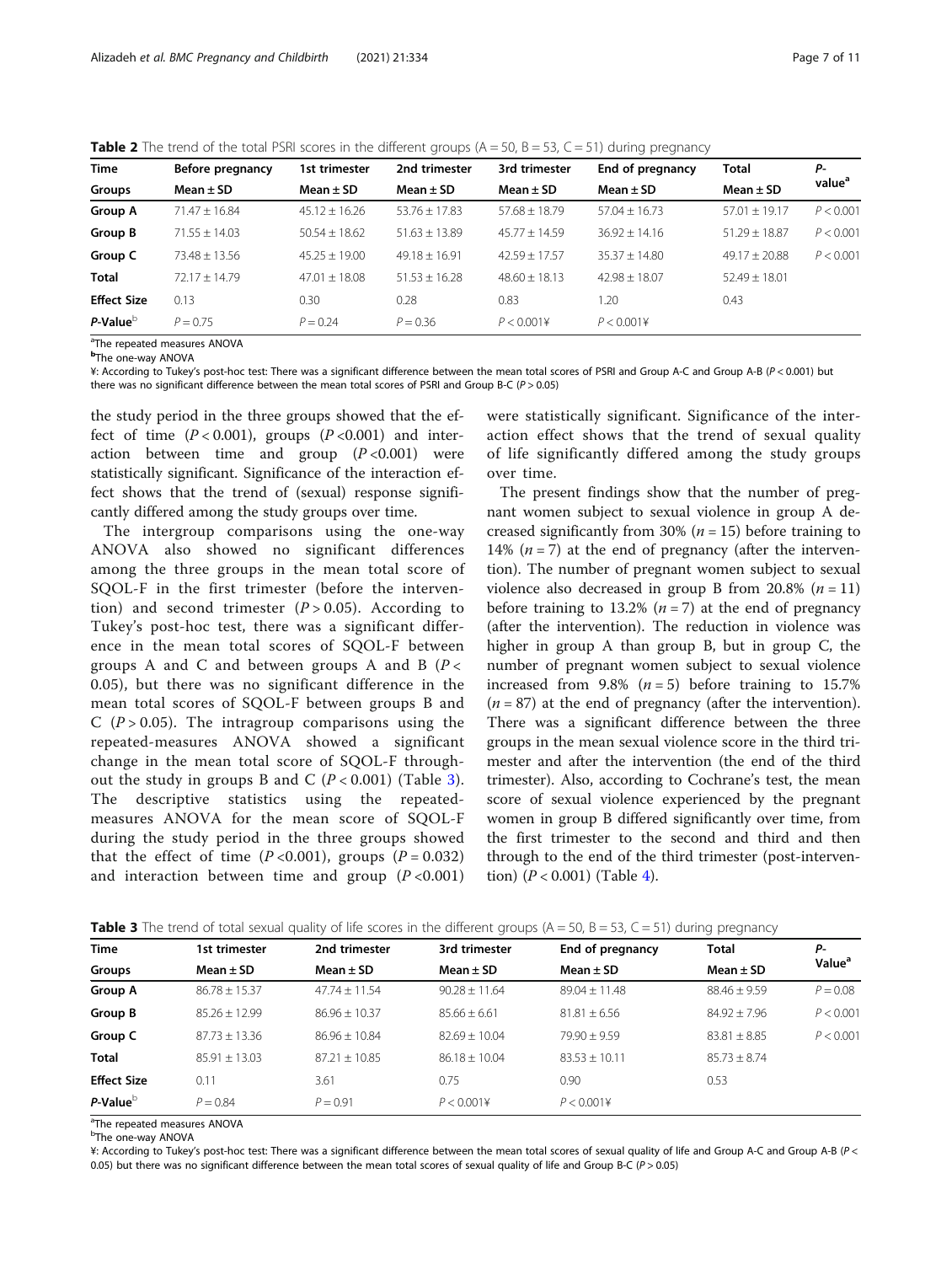**Table 2** The trend of the total PSRI scores in the different groups (A = 50, B = 53, C = 51) during pregnancy

| Time | Before pregnancy | 1st trimester | 2nd trimester | 3rd trimester | End of pregnancy | Total | P-value[a] |
|---|---|---|---|---|---|---|---|
| Groups | Mean ± SD | Mean ± SD | Mean ± SD | Mean ± SD | Mean ± SD | Mean ± SD | |
| **Group A** | 71.47 ± 16.84 | 45.12 ± 16.26 | 53.76 ± 17.83 | 57.68 ± 18.79 | 57.04 ± 16.73 | 57.01 ± 19.17 | $P < 0.001$ |
| **Group B** | 71.55 ± 14.03 | 50.54 ± 18.62 | 51.63 ± 13.89 | 45.77 ± 14.59 | 36.92 ± 14.16 | 51.29 ± 18.87 | $P < 0.001$ |
| **Group C** | 73.48 ± 13.56 | 45.25 ± 19.00 | 49.18 ± 16.91 | 42.59 ± 17.57 | 35.37 ± 14.80 | 49.17 ± 20.88 | $P < 0.001$ |
| **Total** | 72.17 ± 14.79 | 47.01 ± 18.08 | 51.53 ± 16.28 | 48.60 ± 18.13 | 42.98 ± 18.07 | 52.49 ± 18.01 | |
| **Effect Size** | 0.13 | 0.30 | 0.28 | 0.83 | 1.20 | 0.43 | |
| ***P*-Value**[b] | $P = 0.75$ | $P = 0.24$ | $P = 0.36$ | $P < 0.001$¥ | $P < 0.001$¥ | | |

[a]The repeated measures ANOVA

[b]The one-way ANOVA

¥: According to Tukey's post-hoc test: There was a significant difference between the mean total scores of PSRI and Group A-C and Group A-B ($P < 0.001$) but there was no significant difference between the mean total scores of PSRI and Group B-C ($P > 0.05$)

the study period in the three groups showed that the effect of time ($P < 0.001$), groups ($P < 0.001$) and interaction between time and group ($P < 0.001$) were statistically significant. Significance of the interaction effect shows that the trend of (sexual) response significantly differed among the study groups over time.

The intergroup comparisons using the one-way ANOVA also showed no significant differences among the three groups in the mean total score of SQOL-F in the first trimester (before the intervention) and second trimester ($P > 0.05$). According to Tukey's post-hoc test, there was a significant difference in the mean total scores of SQOL-F between groups A and C and between groups A and B ($P < 0.05$), but there was no significant difference in the mean total scores of SQOL-F between groups B and C ($P > 0.05$). The intragroup comparisons using the repeated-measures ANOVA showed a significant change in the mean total score of SQOL-F throughout the study in groups B and C ($P < 0.001$) (Table 3). The descriptive statistics using the repeated-measures ANOVA for the mean score of SQOL-F during the study period in the three groups showed that the effect of time ($P < 0.001$), groups ($P = 0.032$) and interaction between time and group ($P < 0.001$) were statistically significant. Significance of the interaction effect shows that the trend of sexual quality of life significantly differed among the study groups over time.

The present findings show that the number of pregnant women subject to sexual violence in group A decreased significantly from 30% ($n = 15$) before training to 14% ($n = 7$) at the end of pregnancy (after the intervention). The number of pregnant women subject to sexual violence also decreased in group B from 20.8% ($n = 11$) before training to 13.2% ($n = 7$) at the end of pregnancy (after the intervention). The reduction in violence was higher in group A than group B, but in group C, the number of pregnant women subject to sexual violence increased from 9.8% ($n = 5$) before training to 15.7% ($n = 87$) at the end of pregnancy (after the intervention). There was a significant difference between the three groups in the mean sexual violence score in the third trimester and after the intervention (the end of the third trimester). Also, according to Cochrane's test, the mean score of sexual violence experienced by the pregnant women in group B differed significantly over time, from the first trimester to the second and third and then through to the end of the third trimester (post-intervention) ($P < 0.001$) (Table 4).

**Table 3** The trend of total sexual quality of life scores in the different groups (A = 50, B = 53, C = 51) during pregnancy

| Time | 1st trimester | 2nd trimester | 3rd trimester | End of pregnancy | Total | P-Value[a] |
|---|---|---|---|---|---|---|
| Groups | Mean ± SD | Mean ± SD | Mean ± SD | Mean ± SD | Mean ± SD | |
| **Group A** | 86.78 ± 15.37 | 47.74 ± 11.54 | 90.28 ± 11.64 | 89.04 ± 11.48 | 88.46 ± 9.59 | $P = 0.08$ |
| **Group B** | 85.26 ± 12.99 | 86.96 ± 10.37 | 85.66 ± 6.61 | 81.81 ± 6.56 | 84.92 ± 7.96 | $P < 0.001$ |
| **Group C** | 87.73 ± 13.36 | 86.96 ± 10.84 | 82.69 ± 10.04 | 79.90 ± 9.59 | 83.81 ± 8.85 | $P < 0.001$ |
| **Total** | 85.91 ± 13.03 | 87.21 ± 10.85 | 86.18 ± 10.04 | 83.53 ± 10.11 | 85.73 ± 8.74 | |
| **Effect Size** | 0.11 | 3.61 | 0.75 | 0.90 | 0.53 | |
| ***P*-Value**[b] | $P = 0.84$ | $P = 0.91$ | $P < 0.001$¥ | $P < 0.001$¥ | | |

[a]The repeated measures ANOVA

[b]The one-way ANOVA

¥: According to Tukey's post-hoc test: There was a significant difference between the mean total scores of sexual quality of life and Group A-C and Group A-B ($P < 0.05$) but there was no significant difference between the mean total scores of sexual quality of life and Group B-C ($P > 0.05$)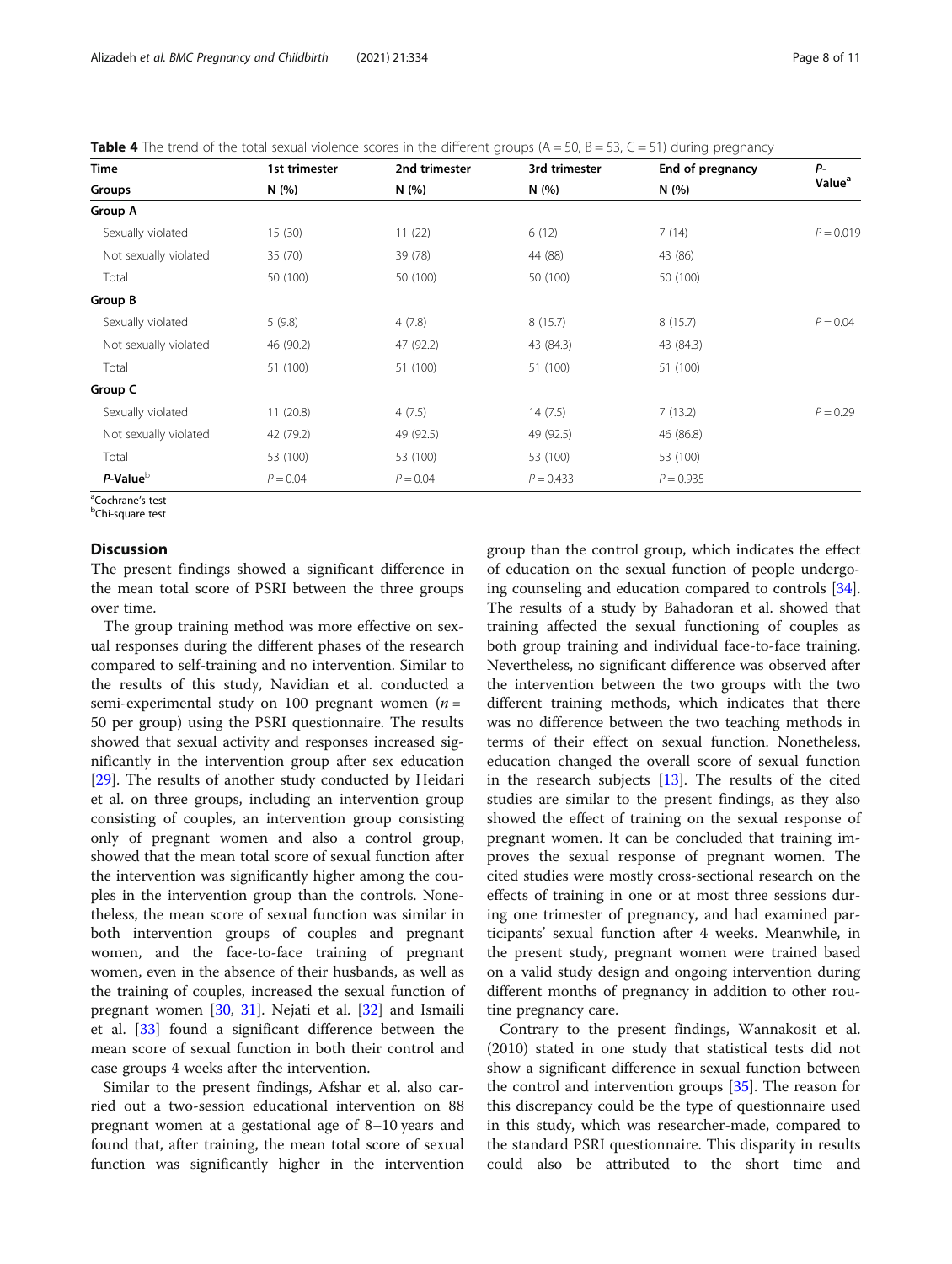**Table 4** The trend of the total sexual violence scores in the different groups (A = 50, B = 53, C = 51) during pregnancy

| Time | 1st trimester | 2nd trimester | 3rd trimester | End of pregnancy | *P*-Value[a] |
|---|---|---|---|---|---|
| Groups | N (%) | N (%) | N (%) | N (%) | |
| **Group A** | | | | | |
| Sexually violated | 15 (30) | 11 (22) | 6 (12) | 7 (14) | $P = 0.019$ |
| Not sexually violated | 35 (70) | 39 (78) | 44 (88) | 43 (86) | |
| Total | 50 (100) | 50 (100) | 50 (100) | 50 (100) | |
| **Group B** | | | | | |
| Sexually violated | 5 (9.8) | 4 (7.8) | 8 (15.7) | 8 (15.7) | $P = 0.04$ |
| Not sexually violated | 46 (90.2) | 47 (92.2) | 43 (84.3) | 43 (84.3) | |
| Total | 51 (100) | 51 (100) | 51 (100) | 51 (100) | |
| **Group C** | | | | | |
| Sexually violated | 11 (20.8) | 4 (7.5) | 14 (7.5) | 7 (13.2) | $P = 0.29$ |
| Not sexually violated | 42 (79.2) | 49 (92.5) | 49 (92.5) | 46 (86.8) | |
| Total | 53 (100) | 53 (100) | 53 (100) | 53 (100) | |
| ***P*-Value**[b] | $P = 0.04$ | $P = 0.04$ | $P = 0.433$ | $P = 0.935$ | |

[a]Cochrane's test
[b]Chi-square test

## Discussion

The present findings showed a significant difference in the mean total score of PSRI between the three groups over time.

The group training method was more effective on sexual responses during the different phases of the research compared to self-training and no intervention. Similar to the results of this study, Navidian et al. conducted a semi-experimental study on 100 pregnant women ($n$ = 50 per group) using the PSRI questionnaire. The results showed that sexual activity and responses increased significantly in the intervention group after sex education [29]. The results of another study conducted by Heidari et al. on three groups, including an intervention group consisting of couples, an intervention group consisting only of pregnant women and also a control group, showed that the mean total score of sexual function after the intervention was significantly higher among the couples in the intervention group than the controls. Nonetheless, the mean score of sexual function was similar in both intervention groups of couples and pregnant women, and the face-to-face training of pregnant women, even in the absence of their husbands, as well as the training of couples, increased the sexual function of pregnant women [30, 31]. Nejati et al. [32] and Ismaili et al. [33] found a significant difference between the mean score of sexual function in both their control and case groups 4 weeks after the intervention.

Similar to the present findings, Afshar et al. also carried out a two-session educational intervention on 88 pregnant women at a gestational age of 8–10 years and found that, after training, the mean total score of sexual function was significantly higher in the intervention group than the control group, which indicates the effect of education on the sexual function of people undergoing counseling and education compared to controls [34]. The results of a study by Bahadoran et al. showed that training affected the sexual functioning of couples as both group training and individual face-to-face training. Nevertheless, no significant difference was observed after the intervention between the two groups with the two different training methods, which indicates that there was no difference between the two teaching methods in terms of their effect on sexual function. Nonetheless, education changed the overall score of sexual function in the research subjects [13]. The results of the cited studies are similar to the present findings, as they also showed the effect of training on the sexual response of pregnant women. It can be concluded that training improves the sexual response of pregnant women. The cited studies were mostly cross-sectional research on the effects of training in one or at most three sessions during one trimester of pregnancy, and had examined participants' sexual function after 4 weeks. Meanwhile, in the present study, pregnant women were trained based on a valid study design and ongoing intervention during different months of pregnancy in addition to other routine pregnancy care.

Contrary to the present findings, Wannakosit et al. (2010) stated in one study that statistical tests did not show a significant difference in sexual function between the control and intervention groups [35]. The reason for this discrepancy could be the type of questionnaire used in this study, which was researcher-made, compared to the standard PSRI questionnaire. This disparity in results could also be attributed to the short time and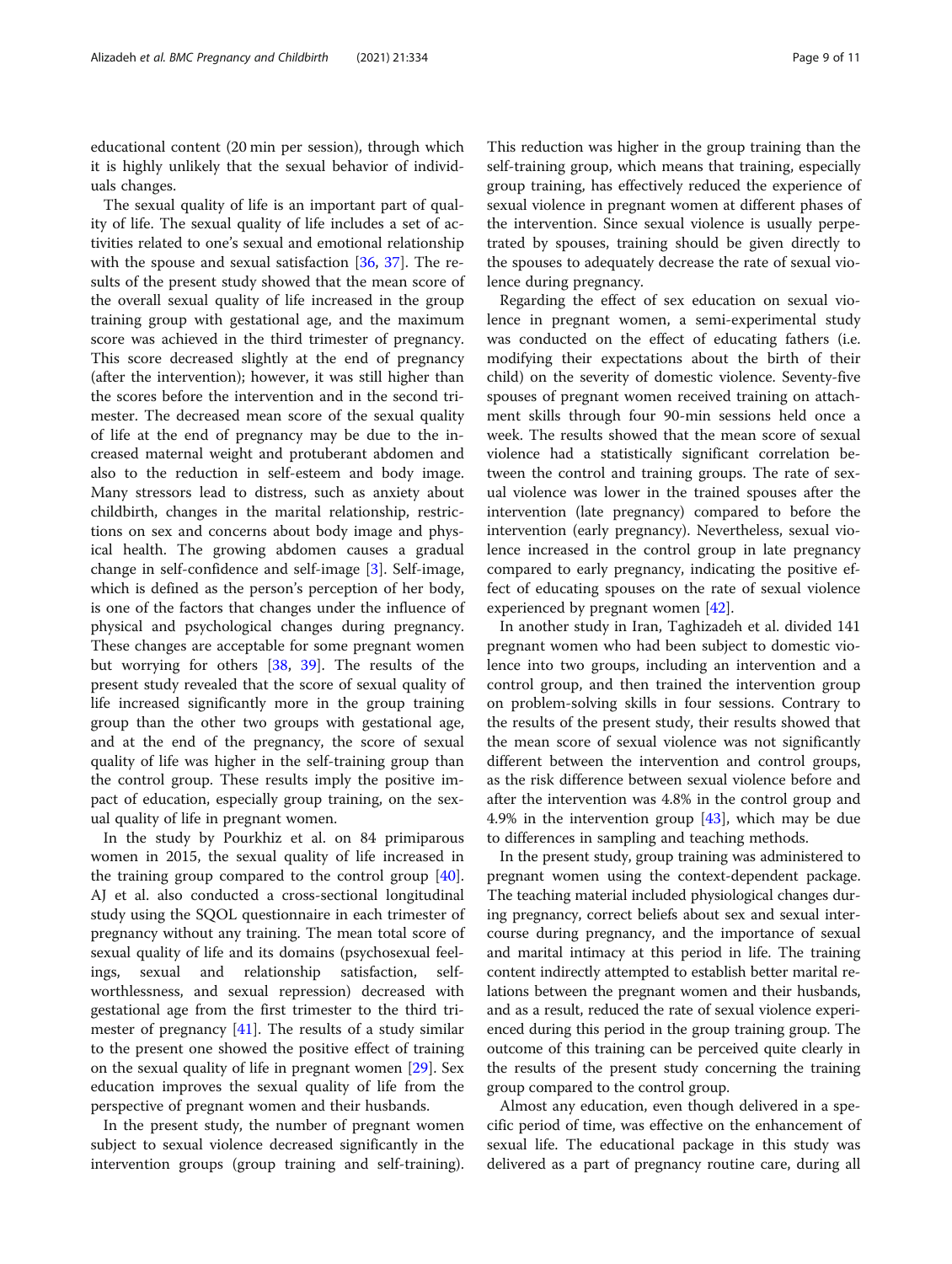educational content (20 min per session), through which it is highly unlikely that the sexual behavior of individuals changes.

The sexual quality of life is an important part of quality of life. The sexual quality of life includes a set of activities related to one's sexual and emotional relationship with the spouse and sexual satisfaction [36, 37]. The results of the present study showed that the mean score of the overall sexual quality of life increased in the group training group with gestational age, and the maximum score was achieved in the third trimester of pregnancy. This score decreased slightly at the end of pregnancy (after the intervention); however, it was still higher than the scores before the intervention and in the second trimester. The decreased mean score of the sexual quality of life at the end of pregnancy may be due to the increased maternal weight and protuberant abdomen and also to the reduction in self-esteem and body image. Many stressors lead to distress, such as anxiety about childbirth, changes in the marital relationship, restrictions on sex and concerns about body image and physical health. The growing abdomen causes a gradual change in self-confidence and self-image [3]. Self-image, which is defined as the person's perception of her body, is one of the factors that changes under the influence of physical and psychological changes during pregnancy. These changes are acceptable for some pregnant women but worrying for others [38, 39]. The results of the present study revealed that the score of sexual quality of life increased significantly more in the group training group than the other two groups with gestational age, and at the end of the pregnancy, the score of sexual quality of life was higher in the self-training group than the control group. These results imply the positive impact of education, especially group training, on the sexual quality of life in pregnant women.

In the study by Pourkhiz et al. on 84 primiparous women in 2015, the sexual quality of life increased in the training group compared to the control group [40]. AJ et al. also conducted a cross-sectional longitudinal study using the SQOL questionnaire in each trimester of pregnancy without any training. The mean total score of sexual quality of life and its domains (psychosexual feelings, sexual and relationship satisfaction, self-worthlessness, and sexual repression) decreased with gestational age from the first trimester to the third trimester of pregnancy [41]. The results of a study similar to the present one showed the positive effect of training on the sexual quality of life in pregnant women [29]. Sex education improves the sexual quality of life from the perspective of pregnant women and their husbands.

In the present study, the number of pregnant women subject to sexual violence decreased significantly in the intervention groups (group training and self-training). This reduction was higher in the group training than the self-training group, which means that training, especially group training, has effectively reduced the experience of sexual violence in pregnant women at different phases of the intervention. Since sexual violence is usually perpetrated by spouses, training should be given directly to the spouses to adequately decrease the rate of sexual violence during pregnancy.

Regarding the effect of sex education on sexual violence in pregnant women, a semi-experimental study was conducted on the effect of educating fathers (i.e. modifying their expectations about the birth of their child) on the severity of domestic violence. Seventy-five spouses of pregnant women received training on attachment skills through four 90-min sessions held once a week. The results showed that the mean score of sexual violence had a statistically significant correlation between the control and training groups. The rate of sexual violence was lower in the trained spouses after the intervention (late pregnancy) compared to before the intervention (early pregnancy). Nevertheless, sexual violence increased in the control group in late pregnancy compared to early pregnancy, indicating the positive effect of educating spouses on the rate of sexual violence experienced by pregnant women [42].

In another study in Iran, Taghizadeh et al. divided 141 pregnant women who had been subject to domestic violence into two groups, including an intervention and a control group, and then trained the intervention group on problem-solving skills in four sessions. Contrary to the results of the present study, their results showed that the mean score of sexual violence was not significantly different between the intervention and control groups, as the risk difference between sexual violence before and after the intervention was 4.8% in the control group and 4.9% in the intervention group [43], which may be due to differences in sampling and teaching methods.

In the present study, group training was administered to pregnant women using the context-dependent package. The teaching material included physiological changes during pregnancy, correct beliefs about sex and sexual intercourse during pregnancy, and the importance of sexual and marital intimacy at this period in life. The training content indirectly attempted to establish better marital relations between the pregnant women and their husbands, and as a result, reduced the rate of sexual violence experienced during this period in the group training group. The outcome of this training can be perceived quite clearly in the results of the present study concerning the training group compared to the control group.

Almost any education, even though delivered in a specific period of time, was effective on the enhancement of sexual life. The educational package in this study was delivered as a part of pregnancy routine care, during all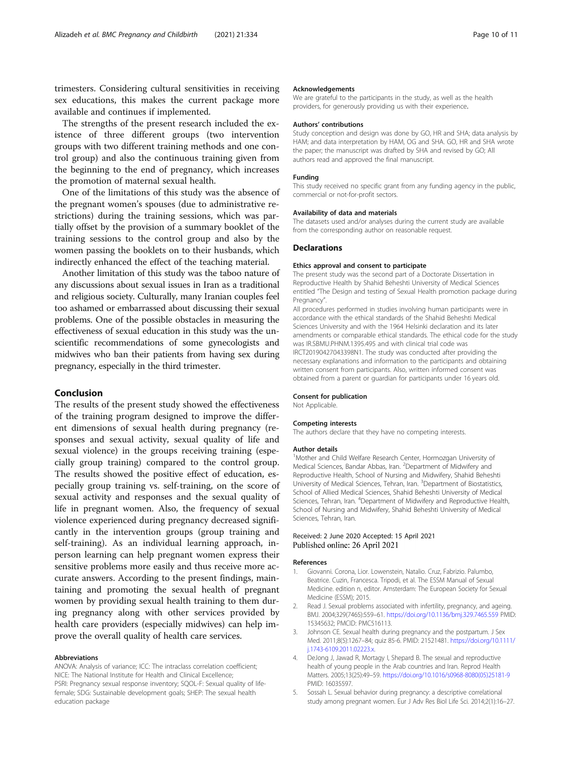trimesters. Considering cultural sensitivities in receiving sex educations, this makes the current package more available and continues if implemented.

The strengths of the present research included the existence of three different groups (two intervention groups with two different training methods and one control group) and also the continuous training given from the beginning to the end of pregnancy, which increases the promotion of maternal sexual health.

One of the limitations of this study was the absence of the pregnant women's spouses (due to administrative restrictions) during the training sessions, which was partially offset by the provision of a summary booklet of the training sessions to the control group and also by the women passing the booklets on to their husbands, which indirectly enhanced the effect of the teaching material.

Another limitation of this study was the taboo nature of any discussions about sexual issues in Iran as a traditional and religious society. Culturally, many Iranian couples feel too ashamed or embarrassed about discussing their sexual problems. One of the possible obstacles in measuring the effectiveness of sexual education in this study was the unscientific recommendations of some gynecologists and midwives who ban their patients from having sex during pregnancy, especially in the third trimester.

## Conclusion

The results of the present study showed the effectiveness of the training program designed to improve the different dimensions of sexual health during pregnancy (responses and sexual activity, sexual quality of life and sexual violence) in the groups receiving training (especially group training) compared to the control group. The results showed the positive effect of education, especially group training vs. self-training, on the score of sexual activity and responses and the sexual quality of life in pregnant women. Also, the frequency of sexual violence experienced during pregnancy decreased significantly in the intervention groups (group training and self-training). As an individual learning approach, in-person learning can help pregnant women express their sensitive problems more easily and thus receive more accurate answers. According to the present findings, maintaining and promoting the sexual health of pregnant women by providing sexual health training to them during pregnancy along with other services provided by health care providers (especially midwives) can help improve the overall quality of health care services.

#### Abbreviations

ANOVA: Analysis of variance; ICC: The intraclass correlation coefficient; NICE: The National Institute for Health and Clinical Excellence; PSRI: Pregnancy sexual response inventory; SQOL-F: Sexual quality of life-female; SDG: Sustainable development goals; SHEP: The sexual health education package

#### Acknowledgements

We are grateful to the participants in the study, as well as the health providers, for generously providing us with their experience.

#### Authors' contributions

Study conception and design was done by GO, HR and SHA; data analysis by HAM; and data interpretation by HAM, OG and SHA. GO, HR and SHA wrote the paper; the manuscript was drafted by SHA and revised by GO; All authors read and approved the final manuscript.

#### Funding

This study received no specific grant from any funding agency in the public, commercial or not-for-profit sectors.

#### Availability of data and materials

The datasets used and/or analyses during the current study are available from the corresponding author on reasonable request.

### Declarations

#### Ethics approval and consent to participate

The present study was the second part of a Doctorate Dissertation in Reproductive Health by Shahid Beheshti University of Medical Sciences entitled "The Design and testing of Sexual Health promotion package during Pregnancy".

All procedures performed in studies involving human participants were in accordance with the ethical standards of the Shahid Beheshti Medical Sciences University and with the 1964 Helsinki declaration and its later amendments or comparable ethical standards. The ethical code for the study was IR.SBMU.PHNM.1395.495 and with clinical trial code was IRCT20190427043398N1. The study was conducted after providing the necessary explanations and information to the participants and obtaining written consent from participants. Also, written informed consent was obtained from a parent or guardian for participants under 16 years old.

#### Consent for publication

Not Applicable.

#### Competing interests

The authors declare that they have no competing interests.

#### Author details

[1]Mother and Child Welfare Research Center, Hormozgan University of Medical Sciences, Bandar Abbas, Iran. [2]Department of Midwifery and Reproductive Health, School of Nursing and Midwifery, Shahid Beheshti University of Medical Sciences, Tehran, Iran. [3]Department of Biostatistics, School of Allied Medical Sciences, Shahid Beheshti University of Medical Sciences, Tehran, Iran. [4]Department of Midwifery and Reproductive Health, School of Nursing and Midwifery, Shahid Beheshti University of Medical Sciences, Tehran, Iran.

Received: 2 June 2020 Accepted: 15 April 2021
Published online: 26 April 2021

#### References

1. Giovanni. Corona, Lior. Lowenstein, Natalio. Cruz, Fabrizio. Palumbo, Beatrice. Cuzin, Francesca. Tripodi, et al. The ESSM Manual of Sexual Medicine. edition n, editor. Amsterdam: The European Society for Sexual Medicine (ESSM); 2015.
2. Read J. Sexual problems associated with infertility, pregnancy, and ageing. BMJ. 2004;329(7465):559–61. https://doi.org/10.1136/bmj.329.7465.559 PMID: 15345632; PMCID: PMC516113.
3. Johnson CE. Sexual health during pregnancy and the postpartum. J Sex Med. 2011;8(5):1267–84; quiz 85-6. PMID: 21521481. https://doi.org/10.1111/j.1743-6109.2011.02223.x.
4. DeJong J, Jawad R, Mortagy I, Shepard B. The sexual and reproductive health of young people in the Arab countries and Iran. Reprod Health Matters. 2005;13(25):49–59. https://doi.org/10.1016/s0968-8080(05)25181-9 PMID: 16035597.
5. Sossah L. Sexual behavior during pregnancy: a descriptive correlational study among pregnant women. Eur J Adv Res Biol Life Sci. 2014;2(1):16–27.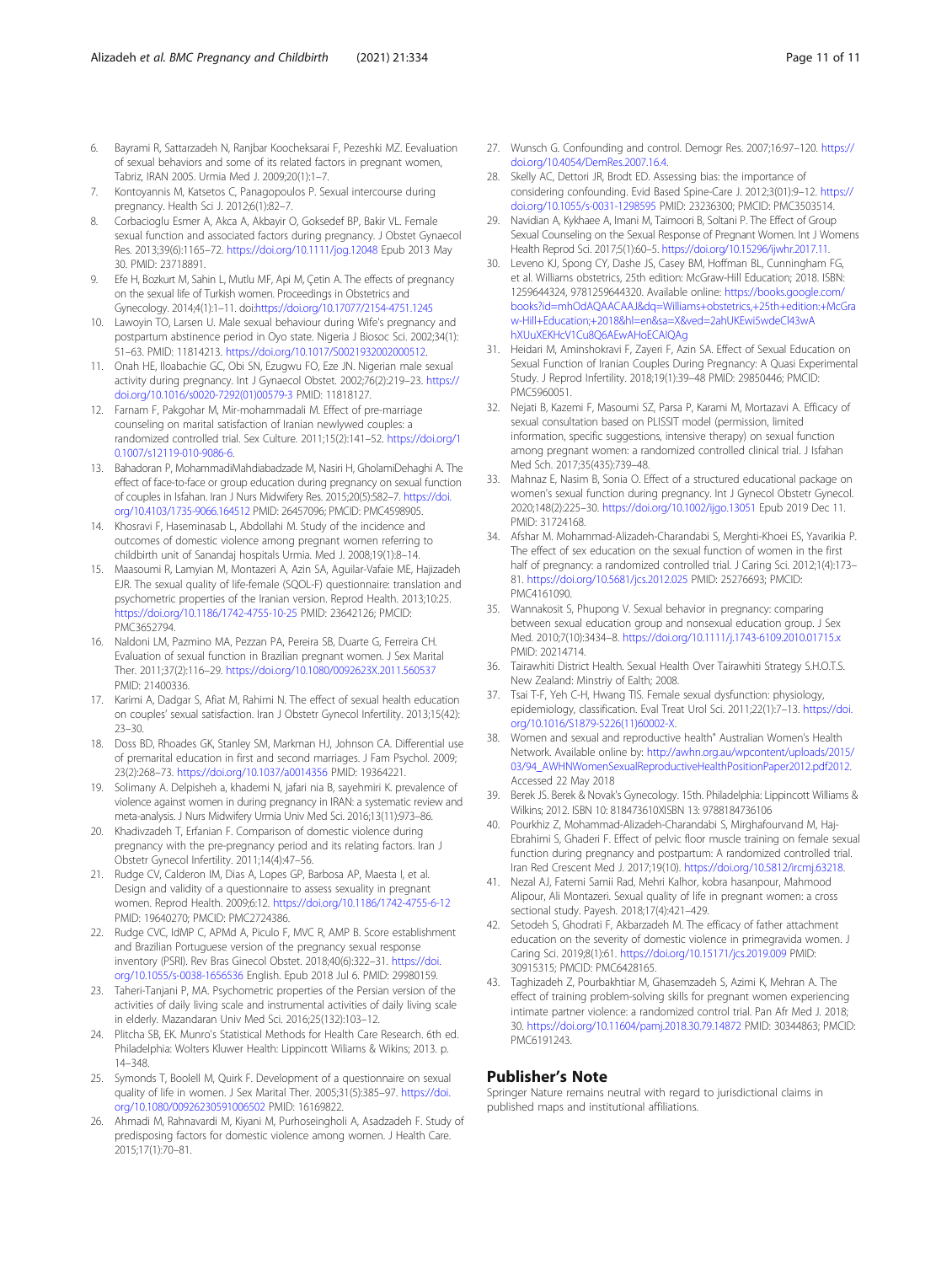6. Bayrami R, Sattarzadeh N, Ranjbar Koocheksarai F, Pezeshki MZ. Eevaluation of sexual behaviors and some of its related factors in pregnant women, Tabriz, IRAN 2005. Urmia Med J. 2009;20(1):1–7.
7. Kontoyannis M, Katsetos C, Panagopoulos P. Sexual intercourse during pregnancy. Health Sci J. 2012;6(1):82–7.
8. Corbacioglu Esmer A, Akca A, Akbayir O, Goksedef BP, Bakir VL. Female sexual function and associated factors during pregnancy. J Obstet Gynaecol Res. 2013;39(6):1165–72. https://doi.org/10.1111/jog.12048 Epub 2013 May 30. PMID: 23718891.
9. Efe H, Bozkurt M, Sahin L, Mutlu MF, Api M, Çetin A. The effects of pregnancy on the sexual life of Turkish women. Proceedings in Obstetrics and Gynecology. 2014;4(1):1–11. doi:https://doi.org/10.17077/2154-4751.1245
10. Lawoyin TO, Larsen U. Male sexual behaviour during Wife's pregnancy and postpartum abstinence period in Oyo state. Nigeria J Biosoc Sci. 2002;34(1): 51–63. PMID: 11814213. https://doi.org/10.1017/S0021932002000512.
11. Onah HE, Iloabachie GC, Obi SN, Ezugwu FO, Eze JN. Nigerian male sexual activity during pregnancy. Int J Gynaecol Obstet. 2002;76(2):219–23. https://doi.org/10.1016/s0020-7292(01)00579-3 PMID: 11818127.
12. Farnam F, Pakgohar M, Mir-mohammadali M. Effect of pre-marriage counseling on marital satisfaction of Iranian newlywed couples: a randomized controlled trial. Sex Culture. 2011;15(2):141–52. https://doi.org/10.1007/s12119-010-9086-6.
13. Bahadoran P, MohammadiMahdiabadzade M, Nasiri H, GholamiDehaghi A. The effect of face-to-face or group education during pregnancy on sexual function of couples in Isfahan. Iran J Nurs Midwifery Res. 2015;20(5):582–7. https://doi.org/10.4103/1735-9066.164512 PMID: 26457096; PMCID: PMC4598905.
14. Khosravi F, Haseminasab L, Abdollahi M. Study of the incidence and outcomes of domestic violence among pregnant women referring to childbirth unit of Sanandaj hospitals Urmia. Med J. 2008;19(1):8–14.
15. Maasoumi R, Lamyian M, Montazeri A, Azin SA, Aguilar-Vafaie ME, Hajizadeh EJR. The sexual quality of life-female (SQOL-F) questionnaire: translation and psychometric properties of the Iranian version. Reprod Health. 2013;10:25. https://doi.org/10.1186/1742-4755-10-25 PMID: 23642126; PMCID: PMC3652794.
16. Naldoni LM, Pazmino MA, Pezzan PA, Pereira SB, Duarte G, Ferreira CH. Evaluation of sexual function in Brazilian pregnant women. J Sex Marital Ther. 2011;37(2):116–29. https://doi.org/10.1080/0092623X.2011.560537 PMID: 21400336.
17. Karimi A, Dadgar S, Afiat M, Rahimi N. The effect of sexual health education on couples' sexual satisfaction. Iran J Obstetr Gynecol Infertility. 2013;15(42): 23–30.
18. Doss BD, Rhoades GK, Stanley SM, Markman HJ, Johnson CA. Differential use of premarital education in first and second marriages. J Fam Psychol. 2009; 23(2):268–73. https://doi.org/10.1037/a0014356 PMID: 19364221.
19. Solimany A. Delpisheh a, khademi N, jafari nia B, sayehmiri K. prevalence of violence against women in during pregnancy in IRAN: a systematic review and meta-analysis. J Nurs Midwifery Urmia Univ Med Sci. 2016;13(11):973–86.
20. Khadivzadeh T, Erfanian F. Comparison of domestic violence during pregnancy with the pre-pregnancy period and its relating factors. Iran J Obstetr Gynecol Infertility. 2011;14(4):47–56.
21. Rudge CV, Calderon IM, Dias A, Lopes GP, Barbosa AP, Maesta I, et al. Design and validity of a questionnaire to assess sexuality in pregnant women. Reprod Health. 2009;6:12. https://doi.org/10.1186/1742-4755-6-12 PMID: 19640270; PMCID: PMC2724386.
22. Rudge CVC, IdMP C, APMd A, Piculo F, MVC R, AMP B. Score establishment and Brazilian Portuguese version of the pregnancy sexual response inventory (PSRI). Rev Bras Ginecol Obstet. 2018;40(6):322–31. https://doi.org/10.1055/s-0038-1656536 English. Epub 2018 Jul 6. PMID: 29980159.
23. Taheri-Tanjani P, MA. Psychometric properties of the Persian version of the activities of daily living scale and instrumental activities of daily living scale in elderly. Mazandaran Univ Med Sci. 2016;25(132):103–12.
24. Plitcha SB, EK. Munro's Statistical Methods for Health Care Research. 6th ed. Philadelphia: Wolters Kluwer Health: Lippincott Wiliams & Wikins; 2013. p. 14–348.
25. Symonds T, Boolell M, Quirk F. Development of a questionnaire on sexual quality of life in women. J Sex Marital Ther. 2005;31(5):385–97. https://doi.org/10.1080/00926230591006502 PMID: 16169822.
26. Ahmadi M, Rahnavardi M, Kiyani M, Purhoseingholi A, Asadzadeh F. Study of predisposing factors for domestic violence among women. J Health Care. 2015;17(1):70–81.
27. Wunsch G. Confounding and control. Demogr Res. 2007;16:97–120. https://doi.org/10.4054/DemRes.2007.16.4.
28. Skelly AC, Dettori JR, Brodt ED. Assessing bias: the importance of considering confounding. Evid Based Spine-Care J. 2012;3(01):9–12. https://doi.org/10.1055/s-0031-1298595 PMID: 23236300; PMCID: PMC3503514.
29. Navidian A, Kykhaee A, Imani M, Taimoori B, Soltani P. The Effect of Group Sexual Counseling on the Sexual Response of Pregnant Women. Int J Womens Health Reprod Sci. 2017;5(1):60–5. https://doi.org/10.15296/ijwhr.2017.11.
30. Leveno KJ, Spong CY, Dashe JS, Casey BM, Hoffman BL, Cunningham FG, et al. Williams obstetrics, 25th edition: McGraw-Hill Education; 2018. ISBN: 1259644324, 9781259644320. Available online: https://books.google.com/books?id=mhOdAQAACAAJ&dq=Williams+obstetrics,+25th+edition:+McGraw-Hill+Education;+2018&hl=en&sa=X&ved=2ahUKEwi5wdeCl43wAhXUuXEKHcV1Cu8Q6AEwAHoECAIQAg
31. Heidari M, Aminshokravi F, Zayeri F, Azin SA. Effect of Sexual Education on Sexual Function of Iranian Couples During Pregnancy: A Quasi Experimental Study. J Reprod Infertility. 2018;19(1):39–48 PMID: 29850446; PMCID: PMC5960051.
32. Nejati B, Kazemi F, Masoumi SZ, Parsa P, Karami M, Mortazavi A. Efficacy of sexual consultation based on PLISSIT model (permission, limited information, specific suggestions, intensive therapy) on sexual function among pregnant women: a randomized controlled clinical trial. J Isfahan Med Sch. 2017;35(435):739–48.
33. Mahnaz E, Nasim B, Sonia O. Effect of a structured educational package on women's sexual function during pregnancy. Int J Gynecol Obstetr Gynecol. 2020;148(2):225–30. https://doi.org/10.1002/ijgo.13051 Epub 2019 Dec 11. PMID: 31724168.
34. Afshar M. Mohammad-Alizadeh-Charandabi S, Merghti-Khoei ES, Yavarikia P. The effect of sex education on the sexual function of women in the first half of pregnancy: a randomized controlled trial. J Caring Sci. 2012;1(4):173–81. https://doi.org/10.5681/jcs.2012.025 PMID: 25276693; PMCID: PMC4161090.
35. Wannakosit S, Phupong V. Sexual behavior in pregnancy: comparing between sexual education group and nonsexual education group. J Sex Med. 2010;7(10):3434–8. https://doi.org/10.1111/j.1743-6109.2010.01715.x PMID: 20214714.
36. Tairawhiti District Health. Sexual Health Over Tairawhiti Strategy S.H.O.T.S. New Zealand: Minstriy of Ealth; 2008.
37. Tsai T-F, Yeh C-H, Hwang TIS. Female sexual dysfunction: physiology, epidemiology, classification. Eval Treat Urol Sci. 2011;22(1):7–13. https://doi.org/10.1016/S1879-5226(11)60002-X.
38. Women and sexual and reproductive health" Australian Women's Health Network. Available online by: http://awhn.org.au/wpcontent/uploads/2015/03/94_AWHNWomenSexualReproductiveHealthPositionPaper2012.pdf2012. Accessed 22 May 2018
39. Berek JS. Berek & Novak's Gynecology. 15th. Philadelphia: Lippincott Williams & Wilkins; 2012. ISBN 10: 818473610XISBN 13: 9788184736106
40. Pourkhiz Z, Mohammad-Alizadeh-Charandabi S, Mirghafourvand M, Haj-Ebrahimi S, Ghaderi F. Effect of pelvic floor muscle training on female sexual function during pregnancy and postpartum: A randomized controlled trial. Iran Red Crescent Med J. 2017;19(10). https://doi.org/10.5812/ircmj.63218.
41. Nezal AJ, Fatemi Samii Rad, Mehri Kalhor, kobra hasanpour, Mahmood Alipour, Ali Montazeri. Sexual quality of life in pregnant women: a cross sectional study. Payesh. 2018;17(4):421–429.
42. Setodeh S, Ghodrati F, Akbarzadeh M. The efficacy of father attachment education on the severity of domestic violence in primegravida women. J Caring Sci. 2019;8(1):61. https://doi.org/10.15171/jcs.2019.009 PMID: 30915315; PMCID: PMC6428165.
43. Taghizadeh Z, Pourbakhtiar M, Ghasemzadeh S, Azimi K, Mehran A. The effect of training problem-solving skills for pregnant women experiencing intimate partner violence: a randomized control trial. Pan Afr Med J. 2018; 30. https://doi.org/10.11604/pamj.2018.30.79.14872 PMID: 30344863; PMCID: PMC6191243.

## Publisher's Note

Springer Nature remains neutral with regard to jurisdictional claims in published maps and institutional affiliations.